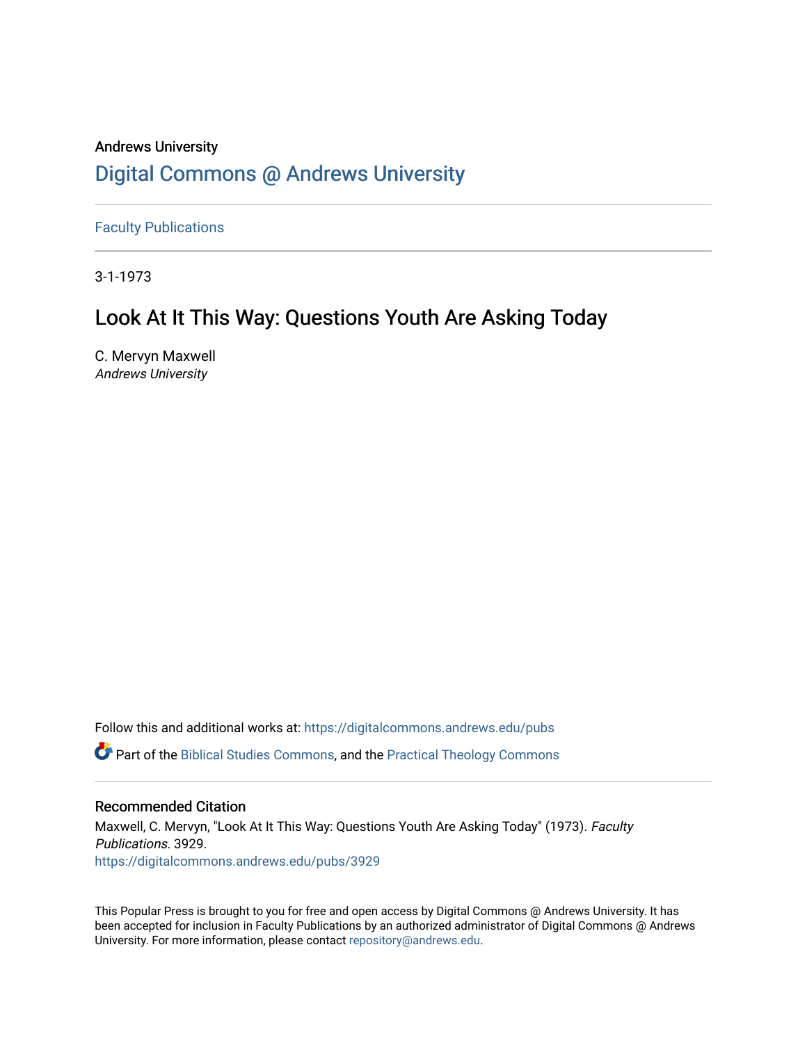Andrews University

# Digital Commons @ Andrews University

Faculty Publications

3-1-1973

## Look At It This Way: Questions Youth Are Asking Today

C. Mervyn Maxwell
*Andrews University*

Follow this and additional works at: https://digitalcommons.andrews.edu/pubs

Part of the Biblical Studies Commons, and the Practical Theology Commons

### Recommended Citation

Maxwell, C. Mervyn, "Look At It This Way: Questions Youth Are Asking Today" (1973). *Faculty Publications*. 3929.
https://digitalcommons.andrews.edu/pubs/3929

This Popular Press is brought to you for free and open access by Digital Commons @ Andrews University. It has been accepted for inclusion in Faculty Publications by an authorized administrator of Digital Commons @ Andrews University. For more information, please contact repository@andrews.edu.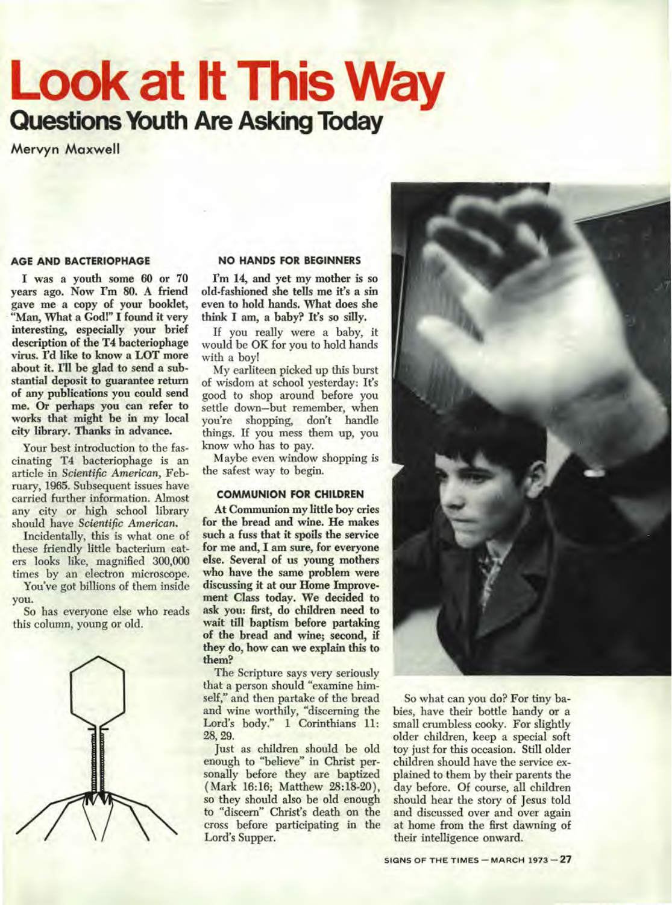# Look at It This Way

## Questions Youth Are Asking Today

Mervyn Maxwell

### AGE AND BACTERIOPHAGE

**I was a youth some 60 or 70 years ago. Now I'm 80. A friend gave me a copy of your booklet, "Man, What a God!" I found it very interesting, especially your brief description of the T4 bacteriophage virus. I'd like to know a LOT more about it. I'll be glad to send a substantial deposit to guarantee return of any publications you could send me. Or perhaps you can refer to works that might be in my local city library. Thanks in advance.**

Your best introduction to the fascinating T4 bacteriophage is an article in *Scientific American*, February, 1965. Subsequent issues have carried further information. Almost any city or high school library should have *Scientific American*.

Incidentally, this is what one of these friendly little bacterium eaters looks like, magnified 300,000 times by an electron microscope.

You've got billions of them inside you.

So has everyone else who reads this column, young or old.

### NO HANDS FOR BEGINNERS

**I'm 14, and yet my mother is so old-fashioned she tells me it's a sin even to hold hands. What does she think I am, a baby? It's so silly.**

If you really were a baby, it would be OK for you to hold hands with a boy!

My earliteen picked up this burst of wisdom at school yesterday: It's good to shop around before you settle down—but remember, when you're shopping, don't handle things. If you mess them up, you know who has to pay.

Maybe even window shopping is the safest way to begin.

### COMMUNION FOR CHILDREN

**At Communion my little boy cries for the bread and wine. He makes such a fuss that it spoils the service for me and, I am sure, for everyone else. Several of us young mothers who have the same problem were discussing it at our Home Improvement Class today. We decided to ask you: first, do children need to wait till baptism before partaking of the bread and wine; second, if they do, how can we explain this to them?**

The Scripture says very seriously that a person should "examine himself," and then partake of the bread and wine worthily, "discerning the Lord's body." 1 Corinthians 11:28, 29.

Just as children should be old enough to "believe" in Christ personally before they are baptized (Mark 16:16; Matthew 28:18-20), so they should also be old enough to "discern" Christ's death on the cross before participating in the Lord's Supper.

So what can you do? For tiny babies, have their bottle handy or a small crumbless cooky. For slightly older children, keep a special soft toy just for this occasion. Still older children should have the service explained to them by their parents the day before. Of course, all children should hear the story of Jesus told and discussed over and over again at home from the first dawning of their intelligence onward.